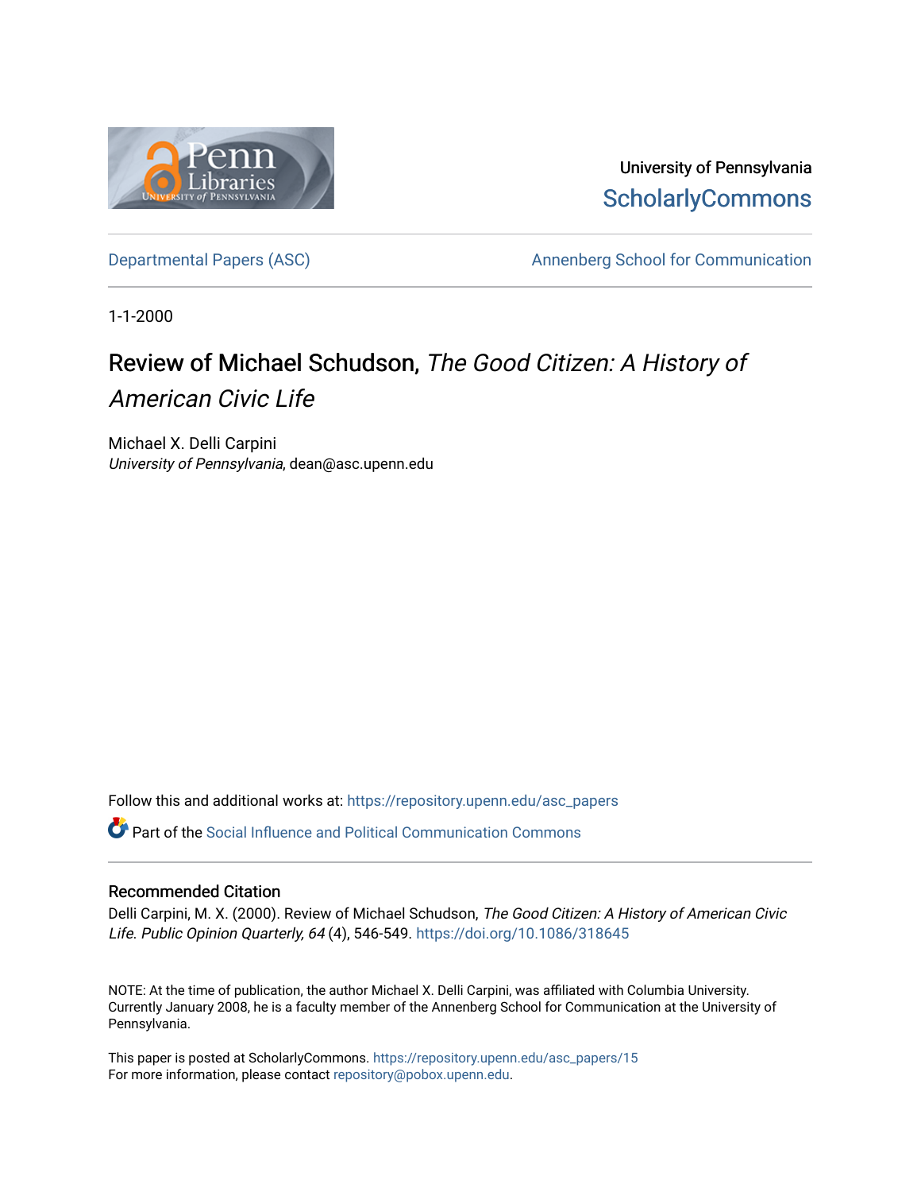University of Pennsylvania
ScholarlyCommons

Departmental Papers (ASC) | Annenberg School for Communication

1-1-2000

# Review of Michael Schudson, *The Good Citizen: A History of American Civic Life*

Michael X. Delli Carpini
*University of Pennsylvania*, dean@asc.upenn.edu

Follow this and additional works at: https://repository.upenn.edu/asc_papers

Part of the Social Influence and Political Communication Commons

## Recommended Citation

Delli Carpini, M. X. (2000). Review of Michael Schudson, *The Good Citizen: A History of American Civic Life. Public Opinion Quarterly, 64* (4), 546-549. https://doi.org/10.1086/318645

NOTE: At the time of publication, the author Michael X. Delli Carpini, was affiliated with Columbia University. Currently January 2008, he is a faculty member of the Annenberg School for Communication at the University of Pennsylvania.

This paper is posted at ScholarlyCommons. https://repository.upenn.edu/asc_papers/15
For more information, please contact repository@pobox.upenn.edu.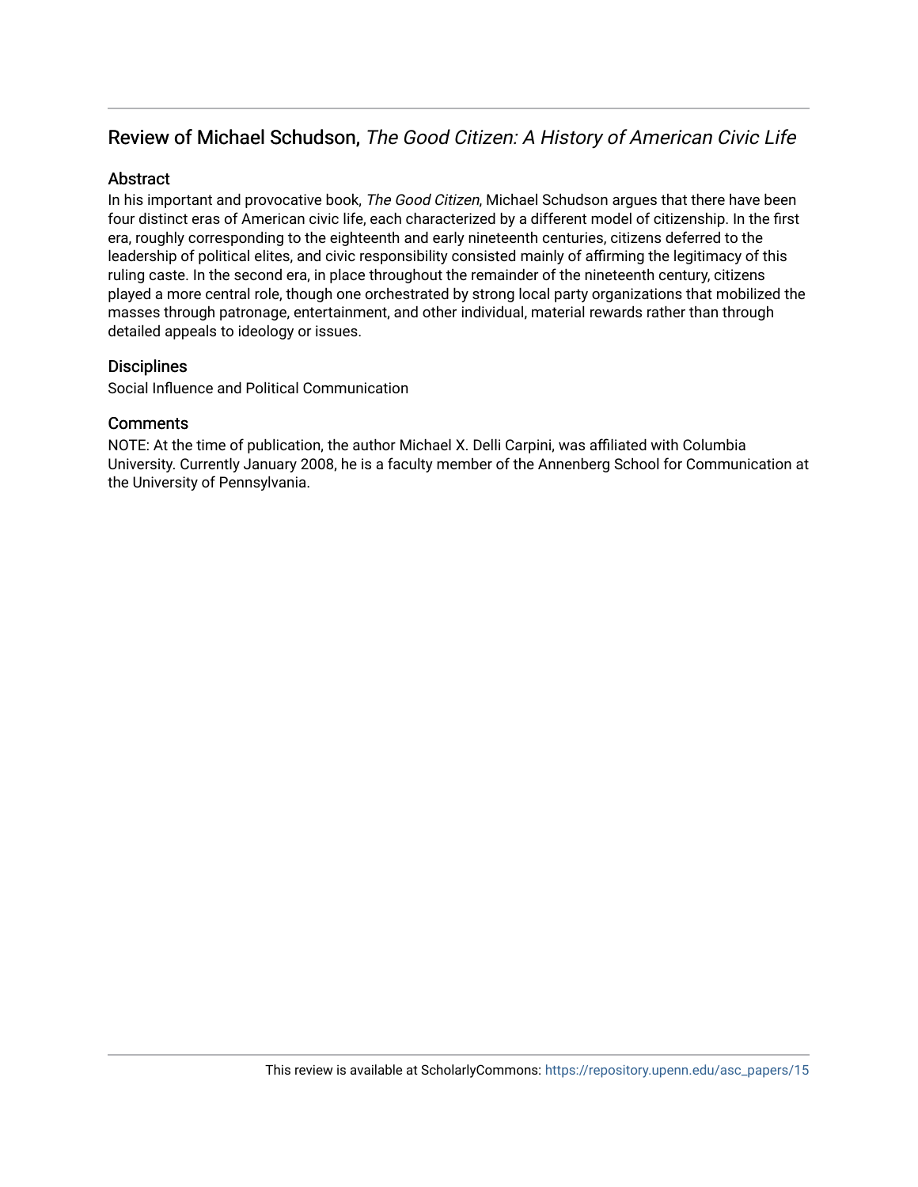## Review of Michael Schudson, *The Good Citizen: A History of American Civic Life*

### Abstract

In his important and provocative book, *The Good Citizen*, Michael Schudson argues that there have been four distinct eras of American civic life, each characterized by a different model of citizenship. In the first era, roughly corresponding to the eighteenth and early nineteenth centuries, citizens deferred to the leadership of political elites, and civic responsibility consisted mainly of affirming the legitimacy of this ruling caste. In the second era, in place throughout the remainder of the nineteenth century, citizens played a more central role, though one orchestrated by strong local party organizations that mobilized the masses through patronage, entertainment, and other individual, material rewards rather than through detailed appeals to ideology or issues.

### Disciplines

Social Influence and Political Communication

### Comments

NOTE: At the time of publication, the author Michael X. Delli Carpini, was affiliated with Columbia University. Currently January 2008, he is a faculty member of the Annenberg School for Communication at the University of Pennsylvania.

This review is available at ScholarlyCommons: https://repository.upenn.edu/asc_papers/15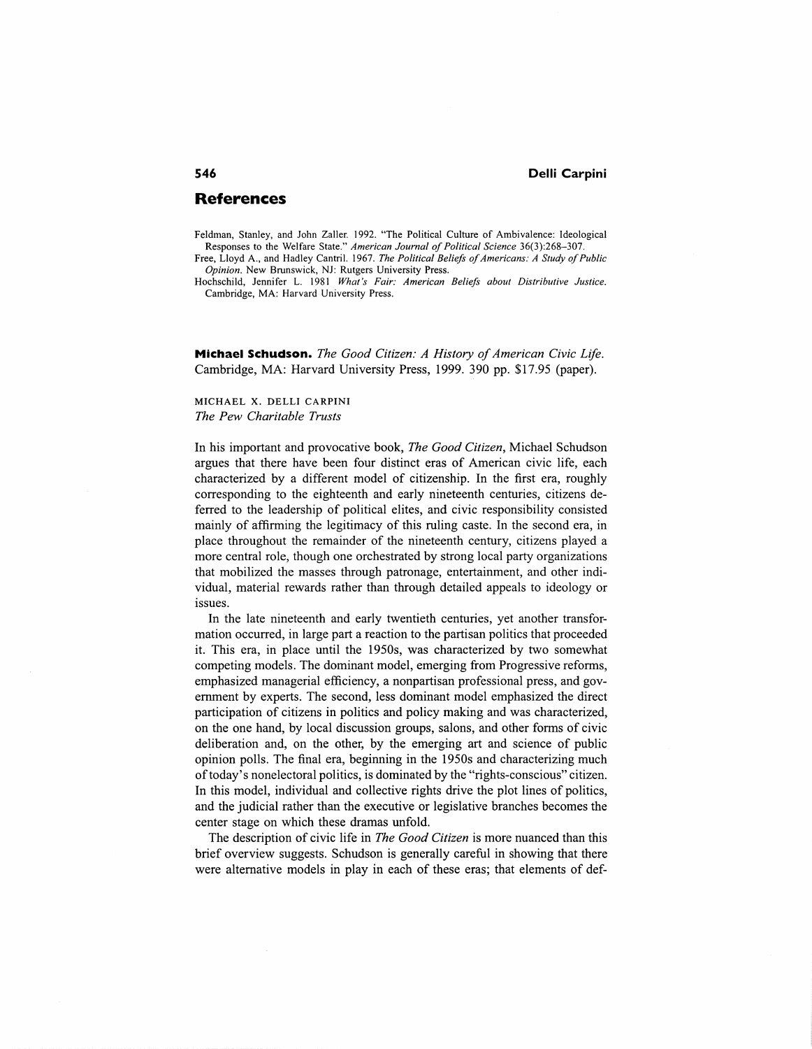## References

Feldman, Stanley, and John Zaller. 1992. "The Political Culture of Ambivalence: Ideological Responses to the Welfare State." *American Journal of Political Science* 36(3):268–307.

Free, Lloyd A., and Hadley Cantril. 1967. *The Political Beliefs of Americans: A Study of Public Opinion*. New Brunswick, NJ: Rutgers University Press.

Hochschild, Jennifer L. 1981 *What's Fair: American Beliefs about Distributive Justice*. Cambridge, MA: Harvard University Press.

**Michael Schudson.** *The Good Citizen: A History of American Civic Life*. Cambridge, MA: Harvard University Press, 1999. 390 pp. $17.95 (paper).

MICHAEL X. DELLI CARPINI
*The Pew Charitable Trusts*

In his important and provocative book, *The Good Citizen*, Michael Schudson argues that there have been four distinct eras of American civic life, each characterized by a different model of citizenship. In the first era, roughly corresponding to the eighteenth and early nineteenth centuries, citizens deferred to the leadership of political elites, and civic responsibility consisted mainly of affirming the legitimacy of this ruling caste. In the second era, in place throughout the remainder of the nineteenth century, citizens played a more central role, though one orchestrated by strong local party organizations that mobilized the masses through patronage, entertainment, and other individual, material rewards rather than through detailed appeals to ideology or issues.

In the late nineteenth and early twentieth centuries, yet another transformation occurred, in large part a reaction to the partisan politics that proceeded it. This era, in place until the 1950s, was characterized by two somewhat competing models. The dominant model, emerging from Progressive reforms, emphasized managerial efficiency, a nonpartisan professional press, and government by experts. The second, less dominant model emphasized the direct participation of citizens in politics and policy making and was characterized, on the one hand, by local discussion groups, salons, and other forms of civic deliberation and, on the other, by the emerging art and science of public opinion polls. The final era, beginning in the 1950s and characterizing much of today's nonelectoral politics, is dominated by the "rights-conscious" citizen. In this model, individual and collective rights drive the plot lines of politics, and the judicial rather than the executive or legislative branches becomes the center stage on which these dramas unfold.

The description of civic life in *The Good Citizen* is more nuanced than this brief overview suggests. Schudson is generally careful in showing that there were alternative models in play in each of these eras; that elements of def-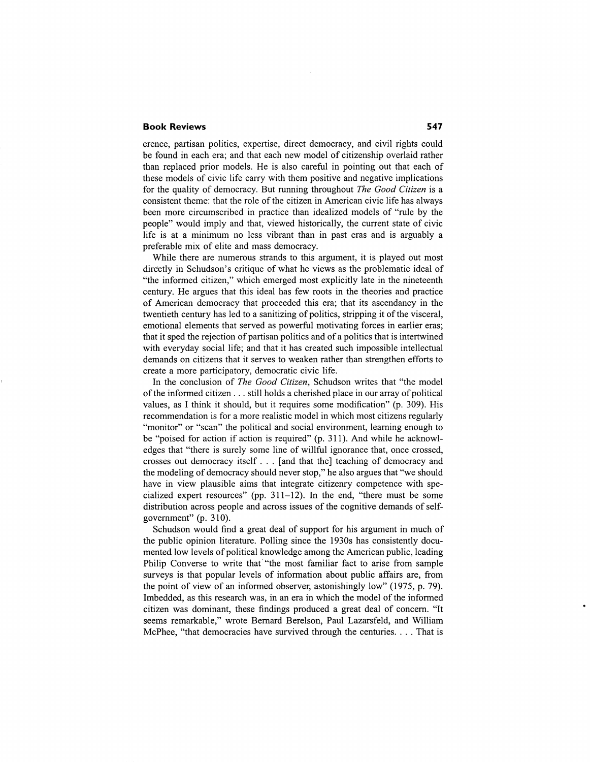erence, partisan politics, expertise, direct democracy, and civil rights could be found in each era; and that each new model of citizenship overlaid rather than replaced prior models. He is also careful in pointing out that each of these models of civic life carry with them positive and negative implications for the quality of democracy. But running throughout *The Good Citizen* is a consistent theme: that the role of the citizen in American civic life has always been more circumscribed in practice than idealized models of "rule by the people" would imply and that, viewed historically, the current state of civic life is at a minimum no less vibrant than in past eras and is arguably a preferable mix of elite and mass democracy.

While there are numerous strands to this argument, it is played out most directly in Schudson's critique of what he views as the problematic ideal of "the informed citizen," which emerged most explicitly late in the nineteenth century. He argues that this ideal has few roots in the theories and practice of American democracy that proceeded this era; that its ascendancy in the twentieth century has led to a sanitizing of politics, stripping it of the visceral, emotional elements that served as powerful motivating forces in earlier eras; that it sped the rejection of partisan politics and of a politics that is intertwined with everyday social life; and that it has created such impossible intellectual demands on citizens that it serves to weaken rather than strengthen efforts to create a more participatory, democratic civic life.

In the conclusion of *The Good Citizen*, Schudson writes that "the model of the informed citizen . . . still holds a cherished place in our array of political values, as I think it should, but it requires some modification" (p. 309). His recommendation is for a more realistic model in which most citizens regularly "monitor" or "scan" the political and social environment, learning enough to be "poised for action if action is required" (p. 311). And while he acknowledges that "there is surely some line of willful ignorance that, once crossed, crosses out democracy itself . . . [and that the] teaching of democracy and the modeling of democracy should never stop," he also argues that "we should have in view plausible aims that integrate citizenry competence with specialized expert resources" (pp. 311–12). In the end, "there must be some distribution across people and across issues of the cognitive demands of self-government" (p. 310).

Schudson would find a great deal of support for his argument in much of the public opinion literature. Polling since the 1930s has consistently documented low levels of political knowledge among the American public, leading Philip Converse to write that "the most familiar fact to arise from sample surveys is that popular levels of information about public affairs are, from the point of view of an informed observer, astonishingly low" (1975, p. 79). Imbedded, as this research was, in an era in which the model of the informed citizen was dominant, these findings produced a great deal of concern. "It seems remarkable," wrote Bernard Berelson, Paul Lazarsfeld, and William McPhee, "that democracies have survived through the centuries. . . . That is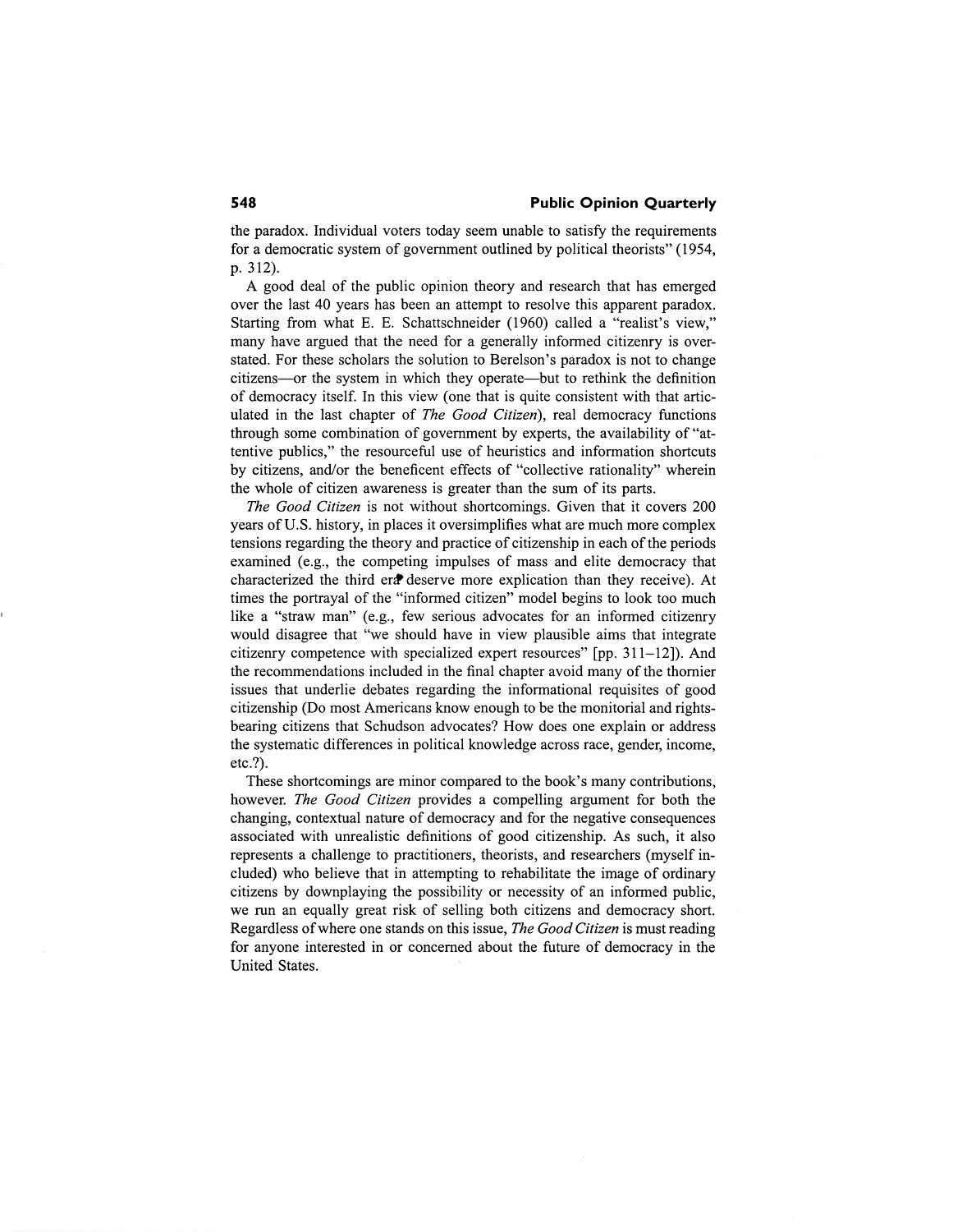the paradox. Individual voters today seem unable to satisfy the requirements for a democratic system of government outlined by political theorists" (1954, p. 312).

A good deal of the public opinion theory and research that has emerged over the last 40 years has been an attempt to resolve this apparent paradox. Starting from what E. E. Schattschneider (1960) called a "realist's view," many have argued that the need for a generally informed citizenry is overstated. For these scholars the solution to Berelson's paradox is not to change citizens—or the system in which they operate—but to rethink the definition of democracy itself. In this view (one that is quite consistent with that articulated in the last chapter of *The Good Citizen*), real democracy functions through some combination of government by experts, the availability of "attentive publics," the resourceful use of heuristics and information shortcuts by citizens, and/or the beneficent effects of "collective rationality" wherein the whole of citizen awareness is greater than the sum of its parts.

*The Good Citizen* is not without shortcomings. Given that it covers 200 years of U.S. history, in places it oversimplifies what are much more complex tensions regarding the theory and practice of citizenship in each of the periods examined (e.g., the competing impulses of mass and elite democracy that characterized the third era deserve more explication than they receive). At times the portrayal of the "informed citizen" model begins to look too much like a "straw man" (e.g., few serious advocates for an informed citizenry would disagree that "we should have in view plausible aims that integrate citizenry competence with specialized expert resources" [pp. 311–12]). And the recommendations included in the final chapter avoid many of the thornier issues that underlie debates regarding the informational requisites of good citizenship (Do most Americans know enough to be the monitorial and rights-bearing citizens that Schudson advocates? How does one explain or address the systematic differences in political knowledge across race, gender, income, etc.?).

These shortcomings are minor compared to the book's many contributions, however. *The Good Citizen* provides a compelling argument for both the changing, contextual nature of democracy and for the negative consequences associated with unrealistic definitions of good citizenship. As such, it also represents a challenge to practitioners, theorists, and researchers (myself included) who believe that in attempting to rehabilitate the image of ordinary citizens by downplaying the possibility or necessity of an informed public, we run an equally great risk of selling both citizens and democracy short. Regardless of where one stands on this issue, *The Good Citizen* is must reading for anyone interested in or concerned about the future of democracy in the United States.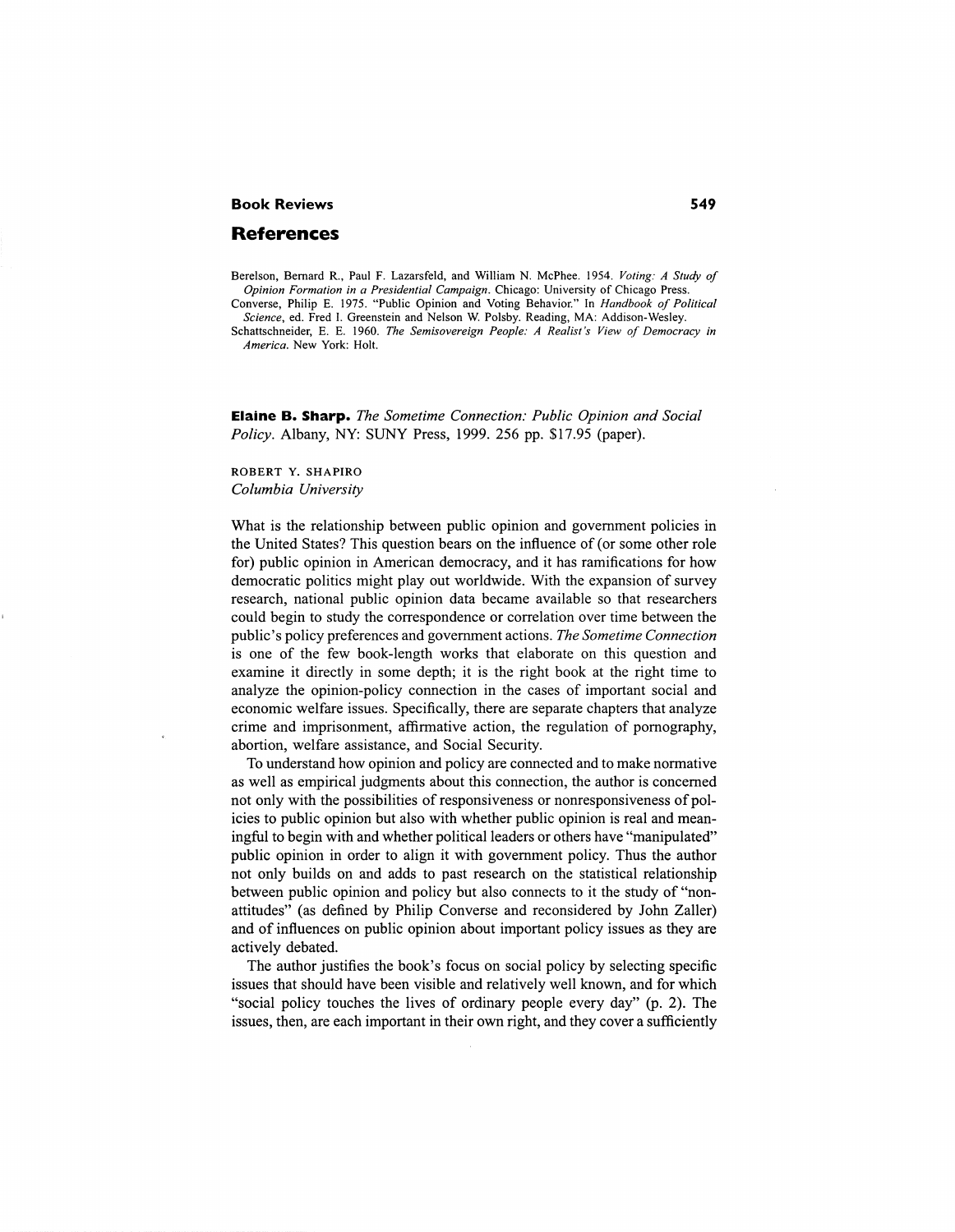## References

Berelson, Bernard R., Paul F. Lazarsfeld, and William N. McPhee. 1954. *Voting: A Study of Opinion Formation in a Presidential Campaign*. Chicago: University of Chicago Press.

Converse, Philip E. 1975. "Public Opinion and Voting Behavior." In *Handbook of Political Science*, ed. Fred I. Greenstein and Nelson W. Polsby. Reading, MA: Addison-Wesley.

Schattschneider, E. E. 1960. *The Semisovereign People: A Realist's View of Democracy in America*. New York: Holt.

**Elaine B. Sharp.** *The Sometime Connection: Public Opinion and Social Policy*. Albany, NY: SUNY Press, 1999. 256 pp. $17.95 (paper).

ROBERT Y. SHAPIRO
*Columbia University*

What is the relationship between public opinion and government policies in the United States? This question bears on the influence of (or some other role for) public opinion in American democracy, and it has ramifications for how democratic politics might play out worldwide. With the expansion of survey research, national public opinion data became available so that researchers could begin to study the correspondence or correlation over time between the public's policy preferences and government actions. *The Sometime Connection* is one of the few book-length works that elaborate on this question and examine it directly in some depth; it is the right book at the right time to analyze the opinion-policy connection in the cases of important social and economic welfare issues. Specifically, there are separate chapters that analyze crime and imprisonment, affirmative action, the regulation of pornography, abortion, welfare assistance, and Social Security.

To understand how opinion and policy are connected and to make normative as well as empirical judgments about this connection, the author is concerned not only with the possibilities of responsiveness or nonresponsiveness of policies to public opinion but also with whether public opinion is real and meaningful to begin with and whether political leaders or others have "manipulated" public opinion in order to align it with government policy. Thus the author not only builds on and adds to past research on the statistical relationship between public opinion and policy but also connects to it the study of "nonattitudes" (as defined by Philip Converse and reconsidered by John Zaller) and of influences on public opinion about important policy issues as they are actively debated.

The author justifies the book's focus on social policy by selecting specific issues that should have been visible and relatively well known, and for which "social policy touches the lives of ordinary people every day" (p. 2). The issues, then, are each important in their own right, and they cover a sufficiently